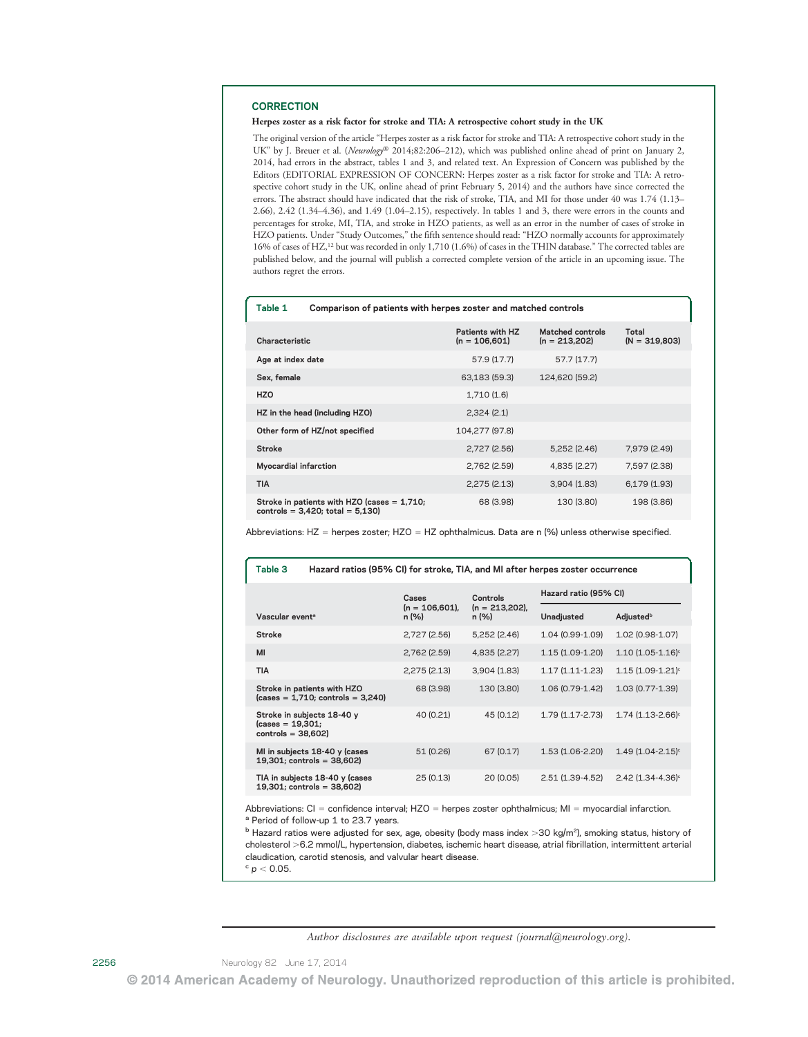## CORRECTION

**Herpes zoster as a risk factor for stroke and TIA: A retrospective cohort study in the UK**

The original version of the article "Herpes zoster as a risk factor for stroke and TIA: A retrospective cohort study in the UK" by J. Breuer et al. (*Neurology*® 2014;82:206–212), which was published online ahead of print on January 2, 2014, had errors in the abstract, tables 1 and 3, and related text. An Expression of Concern was published by the Editors (EDITORIAL EXPRESSION OF CONCERN: Herpes zoster as a risk factor for stroke and TIA: A retrospective cohort study in the UK, online ahead of print February 5, 2014) and the authors have since corrected the errors. The abstract should have indicated that the risk of stroke, TIA, and MI for those under 40 was 1.74 (1.13–2.66), 2.42 (1.34–4.36), and 1.49 (1.04–2.15), respectively. In tables 1 and 3, there were errors in the counts and percentages for stroke, MI, TIA, and stroke in HZO patients, as well as an error in the number of cases of stroke in HZO patients. Under "Study Outcomes," the fifth sentence should read: "HZO normally accounts for approximately 16% of cases of HZ,[12] but was recorded in only 1,710 (1.6%) of cases in the THIN database." The corrected tables are published below, and the journal will publish a corrected complete version of the article in an upcoming issue. The authors regret the errors.

**Table 1** Comparison of patients with herpes zoster and matched controls

| Characteristic | Patients with HZ (n = 106,601) | Matched controls (n = 213,202) | Total (N = 319,803) |
|---|---|---|---|
| Age at index date | 57.9 (17.7) | 57.7 (17.7) | |
| Sex, female | 63,183 (59.3) | 124,620 (59.2) | |
| HZO | 1,710 (1.6) | | |
| HZ in the head (including HZO) | 2,324 (2.1) | | |
| Other form of HZ/not specified | 104,277 (97.8) | | |
| Stroke | 2,727 (2.56) | 5,252 (2.46) | 7,979 (2.49) |
| Myocardial infarction | 2,762 (2.59) | 4,835 (2.27) | 7,597 (2.38) |
| TIA | 2,275 (2.13) | 3,904 (1.83) | 6,179 (1.93) |
| Stroke in patients with HZO (cases = 1,710; controls = 3,420; total = 5,130) | 68 (3.98) | 130 (3.80) | 198 (3.86) |

Abbreviations: HZ = herpes zoster; HZO = HZ ophthalmicus. Data are n (%) unless otherwise specified.

**Table 3** Hazard ratios (95% CI) for stroke, TIA, and MI after herpes zoster occurrence

| Vascular event[a] | Cases (n = 106,601), n (%) | Controls (n = 213,202), n (%) | Hazard ratio (95% CI) | |
|---|---|---|---|---|
| | | | Unadjusted | Adjusted[b] |
| Stroke | 2,727 (2.56) | 5,252 (2.46) | 1.04 (0.99-1.09) | 1.02 (0.98-1.07) |
| MI | 2,762 (2.59) | 4,835 (2.27) | 1.15 (1.09-1.20) | 1.10 (1.05-1.16)[c] |
| TIA | 2,275 (2.13) | 3,904 (1.83) | 1.17 (1.11-1.23) | 1.15 (1.09-1.21)[c] |
| Stroke in patients with HZO (cases = 1,710; controls = 3,240) | 68 (3.98) | 130 (3.80) | 1.06 (0.79-1.42) | 1.03 (0.77-1.39) |
| Stroke in subjects 18-40 y (cases = 19,301; controls = 38,602) | 40 (0.21) | 45 (0.12) | 1.79 (1.17-2.73) | 1.74 (1.13-2.66)[c] |
| MI in subjects 18-40 y (cases 19,301; controls = 38,602) | 51 (0.26) | 67 (0.17) | 1.53 (1.06-2.20) | 1.49 (1.04-2.15)[c] |
| TIA in subjects 18-40 y (cases 19,301; controls = 38,602) | 25 (0.13) | 20 (0.05) | 2.51 (1.39-4.52) | 2.42 (1.34-4.36)[c] |

Abbreviations: CI = confidence interval; HZO = herpes zoster ophthalmicus; MI = myocardial infarction.

[a] Period of follow-up 1 to 23.7 years.

[b] Hazard ratios were adjusted for sex, age, obesity (body mass index >30 kg/m$^2$), smoking status, history of cholesterol >6.2 mmol/L, hypertension, diabetes, ischemic heart disease, atrial fibrillation, intermittent arterial claudication, carotid stenosis, and valvular heart disease.

[c] $p < 0.05$.

*Author disclosures are available upon request (journal@neurology.org).*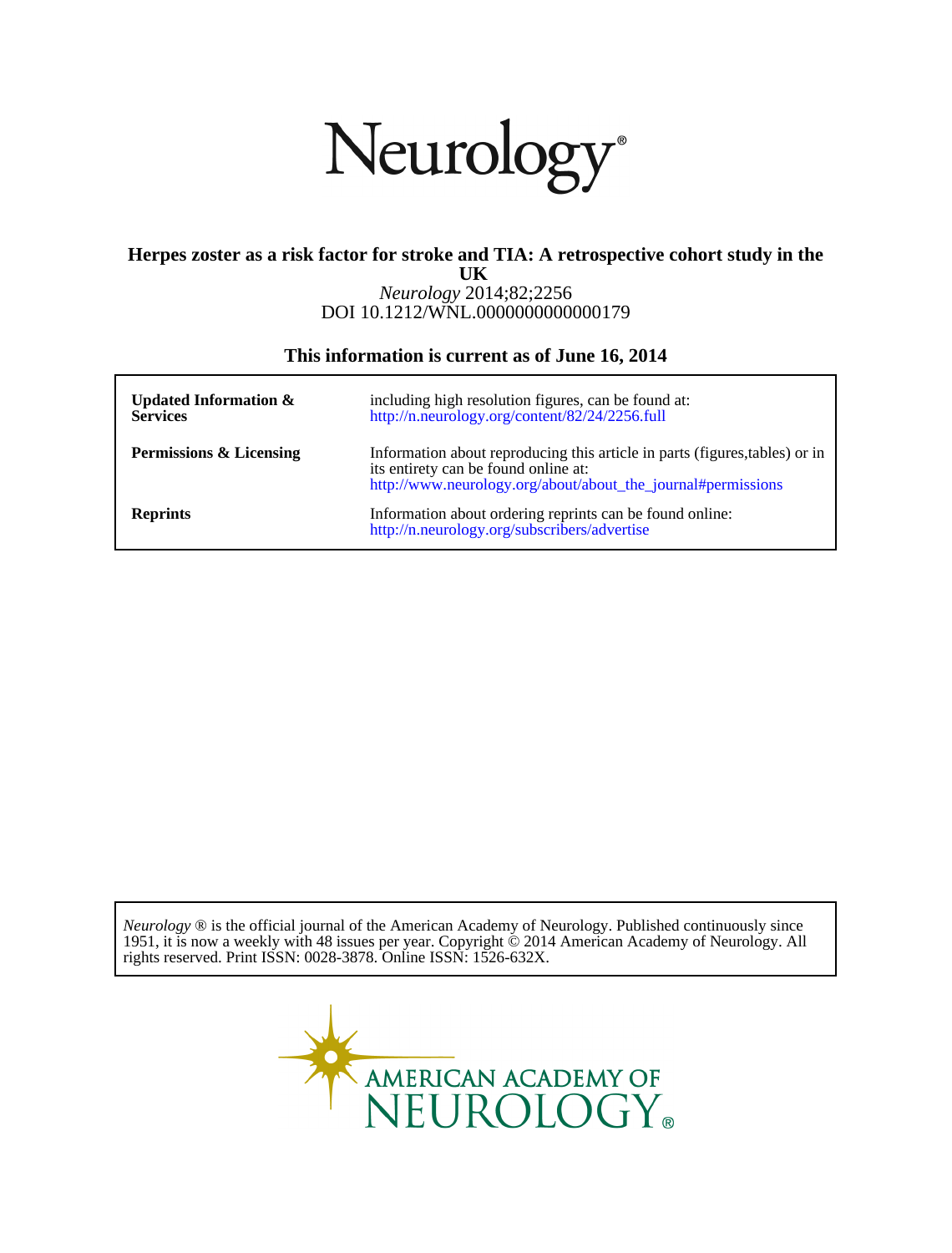# Neurology®

**Herpes zoster as a risk factor for stroke and TIA: A retrospective cohort study in the UK**

*Neurology* 2014;82;2256

DOI 10.1212/WNL.0000000000000179

**This information is current as of June 16, 2014**

| | |
|---|---|
| **Updated Information & Services** | including high resolution figures, can be found at: http://n.neurology.org/content/82/24/2256.full |
| **Permissions & Licensing** | Information about reproducing this article in parts (figures,tables) or in its entirety can be found online at: http://www.neurology.org/about/about_the_journal#permissions |
| **Reprints** | Information about ordering reprints can be found online: http://n.neurology.org/subscribers/advertise |

*Neurology* ® is the official journal of the American Academy of Neurology. Published continuously since 1951, it is now a weekly with 48 issues per year. Copyright © 2014 American Academy of Neurology. All rights reserved. Print ISSN: 0028-3878. Online ISSN: 1526-632X.

AMERICAN ACADEMY OF NEUROLOGY®